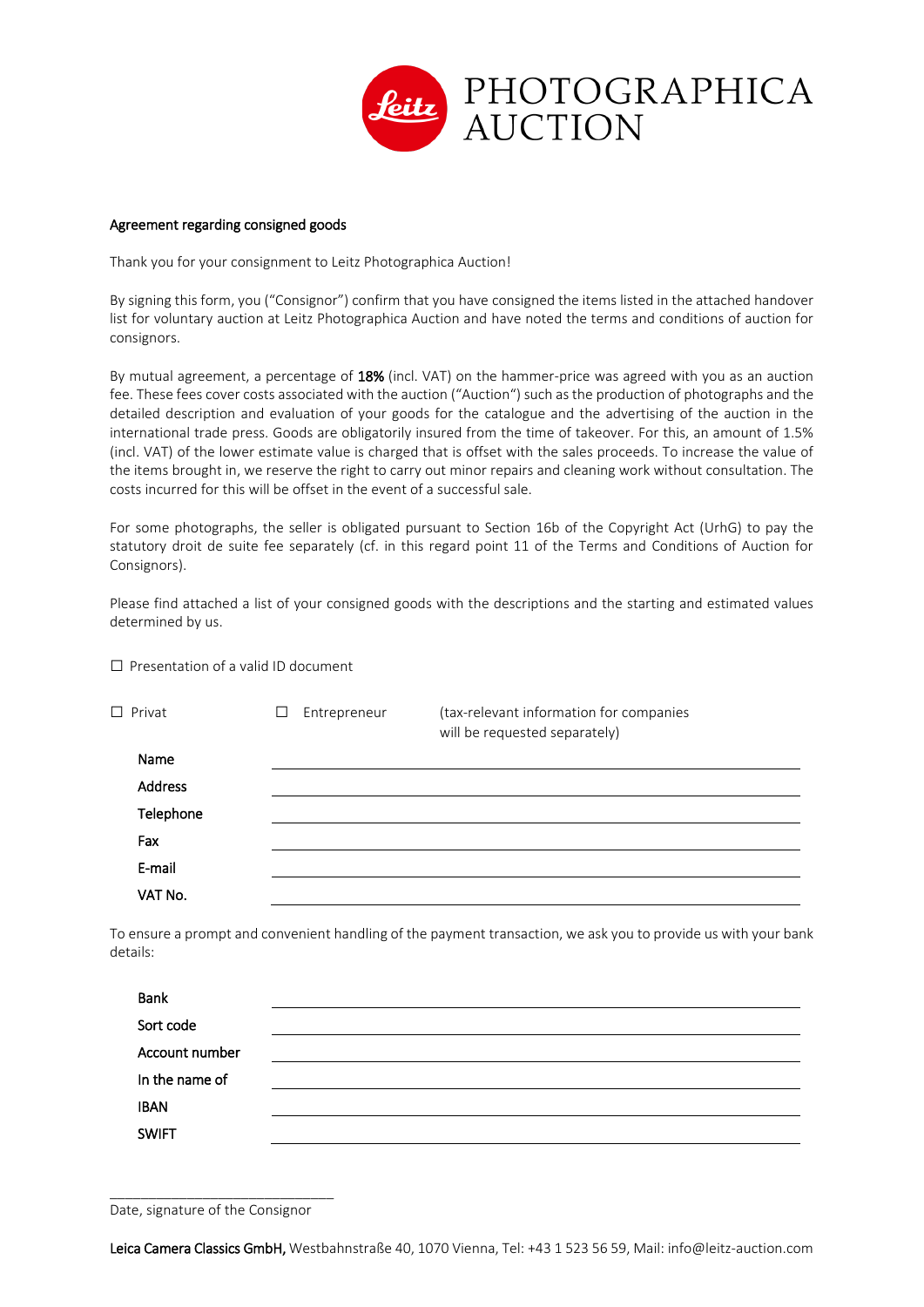# PHOTOGRAPHICA AUCTION

**Agreement regarding consigned goods**

Thank you for your consignment to Leitz Photographica Auction!

By signing this form, you ("Consignor") confirm that you have consigned the items listed in the attached handover list for voluntary auction at Leitz Photographica Auction and have noted the terms and conditions of auction for consignors.

By mutual agreement, a percentage of **18%** (incl. VAT) on the hammer-price was agreed with you as an auction fee. These fees cover costs associated with the auction ("Auction") such as the production of photographs and the detailed description and evaluation of your goods for the catalogue and the advertising of the auction in the international trade press. Goods are obligatorily insured from the time of takeover. For this, an amount of 1.5% (incl. VAT) of the lower estimate value is charged that is offset with the sales proceeds. To increase the value of the items brought in, we reserve the right to carry out minor repairs and cleaning work without consultation. The costs incurred for this will be offset in the event of a successful sale.

For some photographs, the seller is obligated pursuant to Section 16b of the Copyright Act (UrhG) to pay the statutory droit de suite fee separately (cf. in this regard point 11 of the Terms and Conditions of Auction for Consignors).

Please find attached a list of your consigned goods with the descriptions and the starting and estimated values determined by us.

☐ Presentation of a valid ID document

☐ Privat ☐ Entrepreneur (tax-relevant information for companies will be requested separately)

**Name** \_\_\_\_\_\_\_\_\_\_\_\_\_\_\_\_\_\_\_\_\_\_\_\_\_\_\_\_\_\_

**Address** \_\_\_\_\_\_\_\_\_\_\_\_\_\_\_\_\_\_\_\_\_\_\_\_\_\_\_\_\_\_

**Telephone** \_\_\_\_\_\_\_\_\_\_\_\_\_\_\_\_\_\_\_\_\_\_\_\_\_\_\_\_\_\_

**Fax** \_\_\_\_\_\_\_\_\_\_\_\_\_\_\_\_\_\_\_\_\_\_\_\_\_\_\_\_\_\_

**E-mail** \_\_\_\_\_\_\_\_\_\_\_\_\_\_\_\_\_\_\_\_\_\_\_\_\_\_\_\_\_\_

**VAT No.** \_\_\_\_\_\_\_\_\_\_\_\_\_\_\_\_\_\_\_\_\_\_\_\_\_\_\_\_\_\_

To ensure a prompt and convenient handling of the payment transaction, we ask you to provide us with your bank details:

**Bank** \_\_\_\_\_\_\_\_\_\_\_\_\_\_\_\_\_\_\_\_\_\_\_\_\_\_\_\_\_\_

**Sort code** \_\_\_\_\_\_\_\_\_\_\_\_\_\_\_\_\_\_\_\_\_\_\_\_\_\_\_\_\_\_

**Account number** \_\_\_\_\_\_\_\_\_\_\_\_\_\_\_\_\_\_\_\_\_\_\_\_\_\_\_\_\_\_

**In the name of** \_\_\_\_\_\_\_\_\_\_\_\_\_\_\_\_\_\_\_\_\_\_\_\_\_\_\_\_\_\_

**IBAN** \_\_\_\_\_\_\_\_\_\_\_\_\_\_\_\_\_\_\_\_\_\_\_\_\_\_\_\_\_\_

**SWIFT** \_\_\_\_\_\_\_\_\_\_\_\_\_\_\_\_\_\_\_\_\_\_\_\_\_\_\_\_\_\_

\_\_\_\_\_\_\_\_\_\_\_\_\_\_\_\_\_\_\_\_\_\_\_\_\_\_\_\_\_\_

Date, signature of the Consignor

**Leica Camera Classics GmbH,** Westbahnstraße 40, 1070 Vienna, Tel: +43 1 523 56 59, Mail: info@leitz-auction.com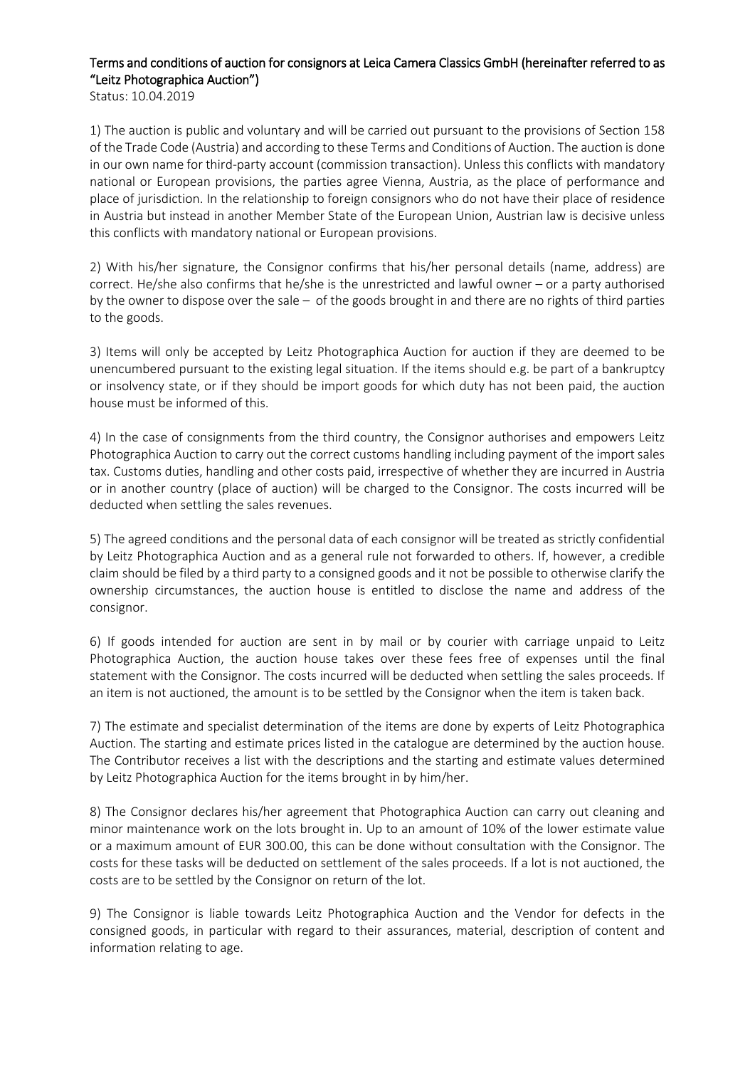**Terms and conditions of auction for consignors at Leica Camera Classics GmbH (hereinafter referred to as "Leitz Photographica Auction")**

Status: 10.04.2019

1) The auction is public and voluntary and will be carried out pursuant to the provisions of Section 158 of the Trade Code (Austria) and according to these Terms and Conditions of Auction. The auction is done in our own name for third-party account (commission transaction). Unless this conflicts with mandatory national or European provisions, the parties agree Vienna, Austria, as the place of performance and place of jurisdiction. In the relationship to foreign consignors who do not have their place of residence in Austria but instead in another Member State of the European Union, Austrian law is decisive unless this conflicts with mandatory national or European provisions.

2) With his/her signature, the Consignor confirms that his/her personal details (name, address) are correct. He/she also confirms that he/she is the unrestricted and lawful owner – or a party authorised by the owner to dispose over the sale – of the goods brought in and there are no rights of third parties to the goods.

3) Items will only be accepted by Leitz Photographica Auction for auction if they are deemed to be unencumbered pursuant to the existing legal situation. If the items should e.g. be part of a bankruptcy or insolvency state, or if they should be import goods for which duty has not been paid, the auction house must be informed of this.

4) In the case of consignments from the third country, the Consignor authorises and empowers Leitz Photographica Auction to carry out the correct customs handling including payment of the import sales tax. Customs duties, handling and other costs paid, irrespective of whether they are incurred in Austria or in another country (place of auction) will be charged to the Consignor. The costs incurred will be deducted when settling the sales revenues.

5) The agreed conditions and the personal data of each consignor will be treated as strictly confidential by Leitz Photographica Auction and as a general rule not forwarded to others. If, however, a credible claim should be filed by a third party to a consigned goods and it not be possible to otherwise clarify the ownership circumstances, the auction house is entitled to disclose the name and address of the consignor.

6) If goods intended for auction are sent in by mail or by courier with carriage unpaid to Leitz Photographica Auction, the auction house takes over these fees free of expenses until the final statement with the Consignor. The costs incurred will be deducted when settling the sales proceeds. If an item is not auctioned, the amount is to be settled by the Consignor when the item is taken back.

7) The estimate and specialist determination of the items are done by experts of Leitz Photographica Auction. The starting and estimate prices listed in the catalogue are determined by the auction house. The Contributor receives a list with the descriptions and the starting and estimate values determined by Leitz Photographica Auction for the items brought in by him/her.

8) The Consignor declares his/her agreement that Photographica Auction can carry out cleaning and minor maintenance work on the lots brought in. Up to an amount of 10% of the lower estimate value or a maximum amount of EUR 300.00, this can be done without consultation with the Consignor. The costs for these tasks will be deducted on settlement of the sales proceeds. If a lot is not auctioned, the costs are to be settled by the Consignor on return of the lot.

9) The Consignor is liable towards Leitz Photographica Auction and the Vendor for defects in the consigned goods, in particular with regard to their assurances, material, description of content and information relating to age.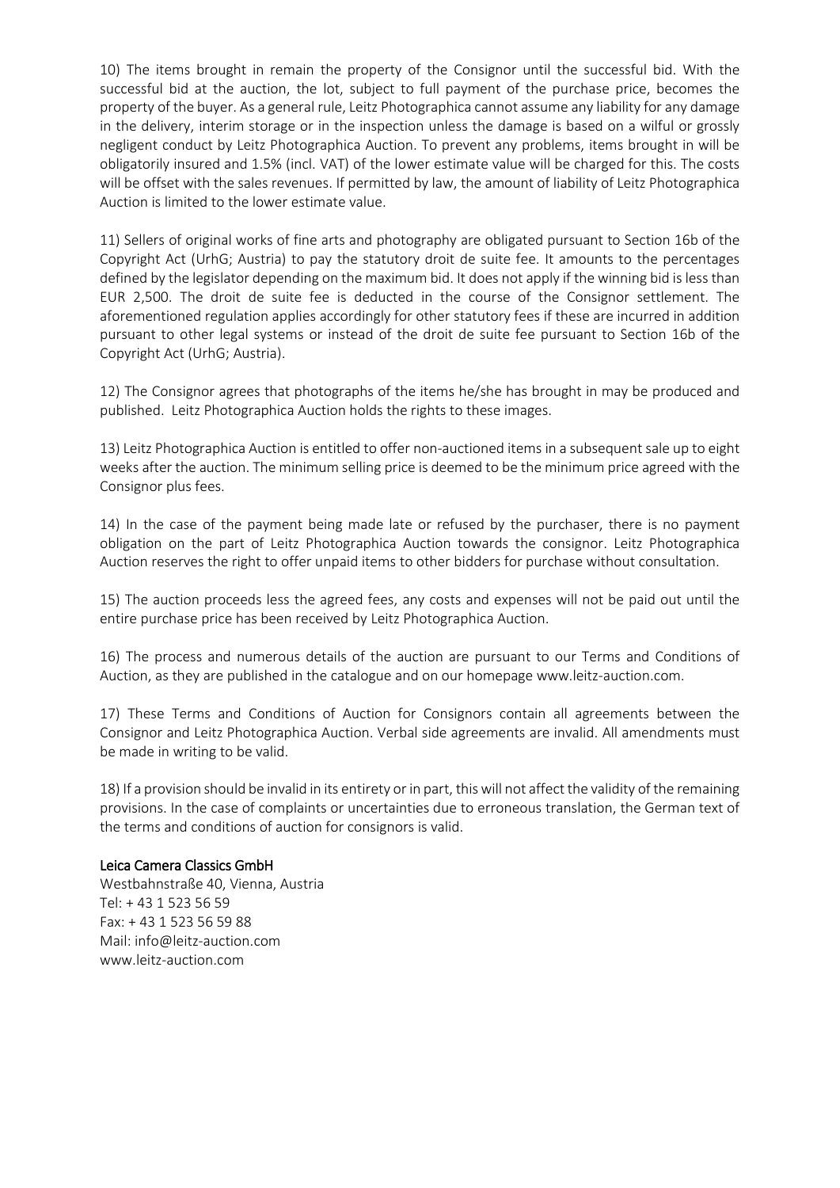10) The items brought in remain the property of the Consignor until the successful bid. With the successful bid at the auction, the lot, subject to full payment of the purchase price, becomes the property of the buyer. As a general rule, Leitz Photographica cannot assume any liability for any damage in the delivery, interim storage or in the inspection unless the damage is based on a wilful or grossly negligent conduct by Leitz Photographica Auction. To prevent any problems, items brought in will be obligatorily insured and 1.5% (incl. VAT) of the lower estimate value will be charged for this. The costs will be offset with the sales revenues. If permitted by law, the amount of liability of Leitz Photographica Auction is limited to the lower estimate value.

11) Sellers of original works of fine arts and photography are obligated pursuant to Section 16b of the Copyright Act (UrhG; Austria) to pay the statutory droit de suite fee. It amounts to the percentages defined by the legislator depending on the maximum bid. It does not apply if the winning bid is less than EUR 2,500. The droit de suite fee is deducted in the course of the Consignor settlement. The aforementioned regulation applies accordingly for other statutory fees if these are incurred in addition pursuant to other legal systems or instead of the droit de suite fee pursuant to Section 16b of the Copyright Act (UrhG; Austria).

12) The Consignor agrees that photographs of the items he/she has brought in may be produced and published. Leitz Photographica Auction holds the rights to these images.

13) Leitz Photographica Auction is entitled to offer non-auctioned items in a subsequent sale up to eight weeks after the auction. The minimum selling price is deemed to be the minimum price agreed with the Consignor plus fees.

14) In the case of the payment being made late or refused by the purchaser, there is no payment obligation on the part of Leitz Photographica Auction towards the consignor. Leitz Photographica Auction reserves the right to offer unpaid items to other bidders for purchase without consultation.

15) The auction proceeds less the agreed fees, any costs and expenses will not be paid out until the entire purchase price has been received by Leitz Photographica Auction.

16) The process and numerous details of the auction are pursuant to our Terms and Conditions of Auction, as they are published in the catalogue and on our homepage www.leitz-auction.com.

17) These Terms and Conditions of Auction for Consignors contain all agreements between the Consignor and Leitz Photographica Auction. Verbal side agreements are invalid. All amendments must be made in writing to be valid.

18) If a provision should be invalid in its entirety or in part, this will not affect the validity of the remaining provisions. In the case of complaints or uncertainties due to erroneous translation, the German text of the terms and conditions of auction for consignors is valid.

Leica Camera Classics GmbH
Westbahnstraße 40, Vienna, Austria
Tel: + 43 1 523 56 59
Fax: + 43 1 523 56 59 88
Mail: info@leitz-auction.com
www.leitz-auction.com